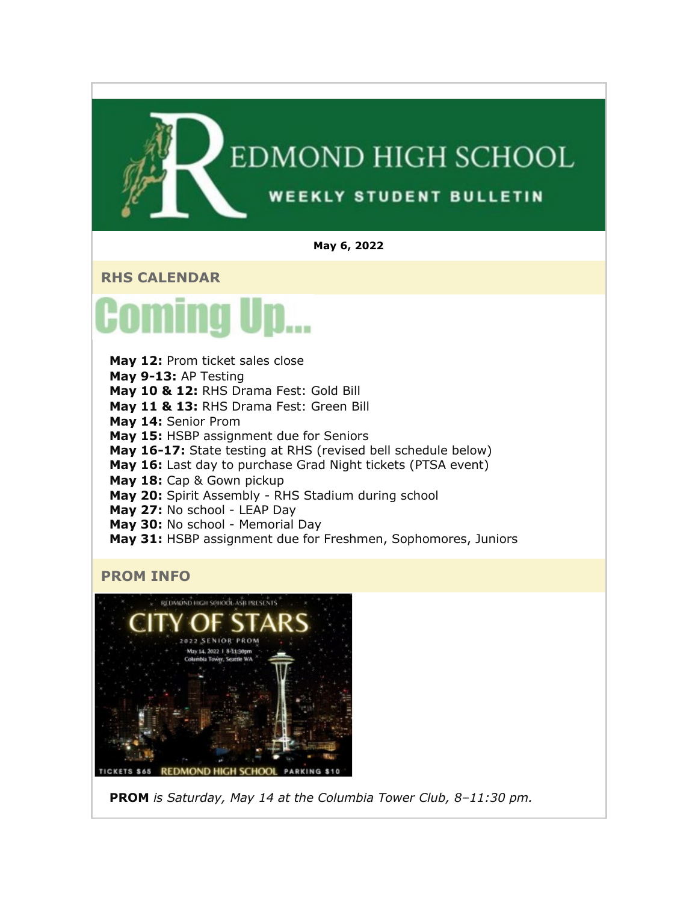# REDMOND HIGH SCHOOL

## WEEKLY STUDENT BULLETIN

**May 6, 2022**

## RHS CALENDAR

# Coming Up...

**May 12:** Prom ticket sales close
**May 9-13:** AP Testing
**May 10 & 12:** RHS Drama Fest: Gold Bill
**May 11 & 13:** RHS Drama Fest: Green Bill
**May 14:** Senior Prom
**May 15:** HSBP assignment due for Seniors
**May 16-17:** State testing at RHS (revised bell schedule below)
**May 16:** Last day to purchase Grad Night tickets (PTSA event)
**May 18:** Cap & Gown pickup
**May 20:** Spirit Assembly - RHS Stadium during school
**May 27:** No school - LEAP Day
**May 30:** No school - Memorial Day
**May 31:** HSBP assignment due for Freshmen, Sophomores, Juniors

## PROM INFO

REDMOND HIGH SCHOOL ASB PRESENTS

CITY OF STARS

2022 SENIOR PROM

May 14, 2022 | 8-11:30pm

Columbia Tower, Seattle WA

TICKETS $65 REDMOND HIGH SCHOOL PARKING $10

**PROM** *is Saturday, May 14 at the Columbia Tower Club, 8–11:30 pm.*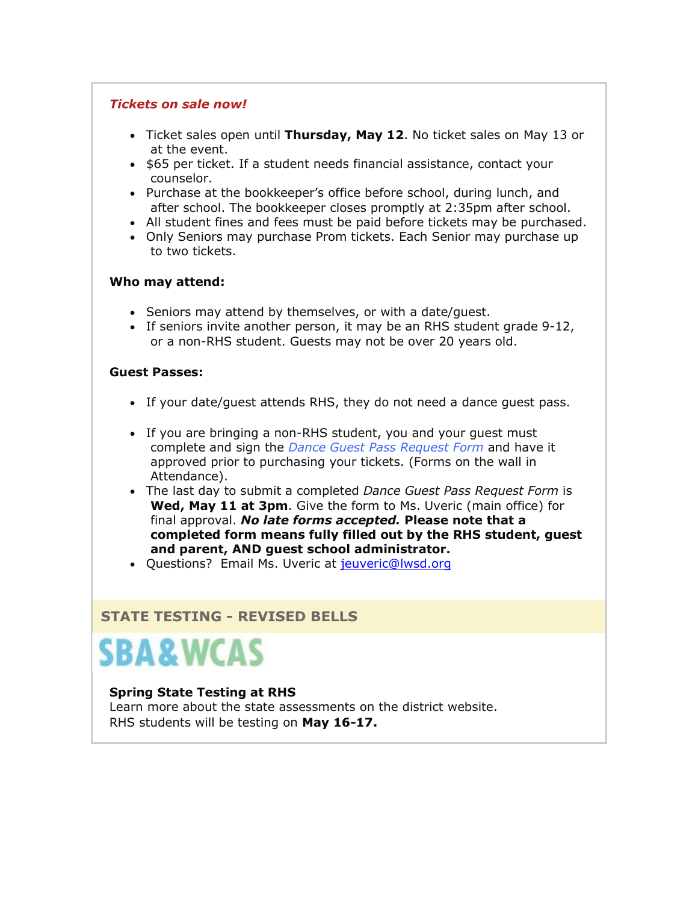***Tickets on sale now!***

- Ticket sales open until **Thursday, May 12**. No ticket sales on May 13 or at the event.
- $65 per ticket. If a student needs financial assistance, contact your counselor.
- Purchase at the bookkeeper's office before school, during lunch, and after school. The bookkeeper closes promptly at 2:35pm after school.
- All student fines and fees must be paid before tickets may be purchased.
- Only Seniors may purchase Prom tickets. Each Senior may purchase up to two tickets.

**Who may attend:**

- Seniors may attend by themselves, or with a date/guest.
- If seniors invite another person, it may be an RHS student grade 9-12, or a non-RHS student. Guests may not be over 20 years old.

**Guest Passes:**

- If your date/guest attends RHS, they do not need a dance guest pass.
- If you are bringing a non-RHS student, you and your guest must complete and sign the *Dance Guest Pass Request Form* and have it approved prior to purchasing your tickets. (Forms on the wall in Attendance).
- The last day to submit a completed *Dance Guest Pass Request Form* is **Wed, May 11 at 3pm**. Give the form to Ms. Uveric (main office) for final approval. ***No late forms accepted.*** **Please note that a completed form means fully filled out by the RHS student, guest and parent, AND guest school administrator.**
- Questions? Email Ms. Uveric at jeuveric@lwsd.org

## STATE TESTING - REVISED BELLS

SBA&WCAS

**Spring State Testing at RHS**
Learn more about the state assessments on the district website.
RHS students will be testing on **May 16-17.**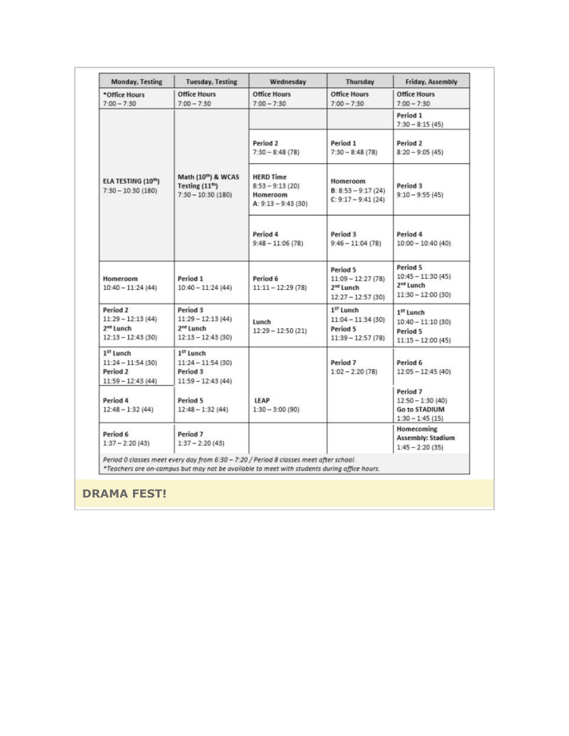| Monday, Testing | Tuesday, Testing | Wednesday | Thursday | Friday, Assembly |
|---|---|---|---|---|
| *Office Hours 7:00 – 7:30 | Office Hours 7:00 – 7:30 | Office Hours 7:00 – 7:30 | Office Hours 7:00 – 7:30 | Office Hours 7:00 – 7:30 |
| ELA TESTING (10th) 7:30 – 10:30 (180) | Math (10th) & WCAS Testing (11th) 7:30 – 10:30 (180) | | | Period 1 7:30 – 8:15 (45) |
| | | Period 2 7:30 – 8:48 (78) | Period 1 7:30 – 8:48 (78) | Period 2 8:20 – 9:05 (45) |
| | | HERD Time 8:53 – 9:13 (20) Homeroom A: 9:13 – 9:43 (30) | Homeroom B: 8:53 – 9:17 (24) C: 9:17 – 9:41 (24) | Period 3 9:10 – 9:55 (45) |
| | | Period 4 9:48 – 11:06 (78) | Period 3 9:46 – 11:04 (78) | Period 4 10:00 – 10:40 (40) |
| Homeroom 10:40 – 11:24 (44) | Period 1 10:40 – 11:24 (44) | Period 6 11:11 – 12:29 (78) | Period 5 11:09 – 12:27 (78) 2nd Lunch 12:27 – 12:57 (30) | Period 5 10:45 – 11:30 (45) 2nd Lunch 11:30 – 12:00 (30) |
| Period 2 11:29 – 12:13 (44) 2nd Lunch 12:13 – 12:43 (30) | Period 3 11:29 – 12:13 (44) 2nd Lunch 12:13 – 12:43 (30) | Lunch 12:29 – 12:50 (21) | 1ST Lunch 11:04 – 11:34 (30) Period 5 11:39 – 12:57 (78) | 1ST Lunch 10:40 – 11:10 (30) Period 5 11:15 – 12:00 (45) |
| 1ST Lunch 11:24 – 11:54 (30) Period 2 11:59 – 12:43 (44) | 1ST Lunch 11:24 – 11:54 (30) Period 3 11:59 – 12:43 (44) | LEAP 1:30 – 3:00 (90) | Period 7 1:02 – 2:20 (78) | Period 6 12:05 – 12:45 (40) |
| Period 4 12:48 – 1:32 (44) | Period 5 12:48 – 1:32 (44) | | | Period 7 12:50 – 1:30 (40) Go to STADIUM 1:30 – 1:45 (15) |
| Period 6 1:37 – 2:20 (43) | Period 7 1:37 – 2:20 (43) | | | Homecoming Assembly: Stadium 1:45 – 2:20 (35) |

*Period 0 classes meet every day from 6:30 – 7:20 / Period 8 classes meet after school.*
*\*Teachers are on-campus but may not be available to meet with students during office hours.*

## DRAMA FEST!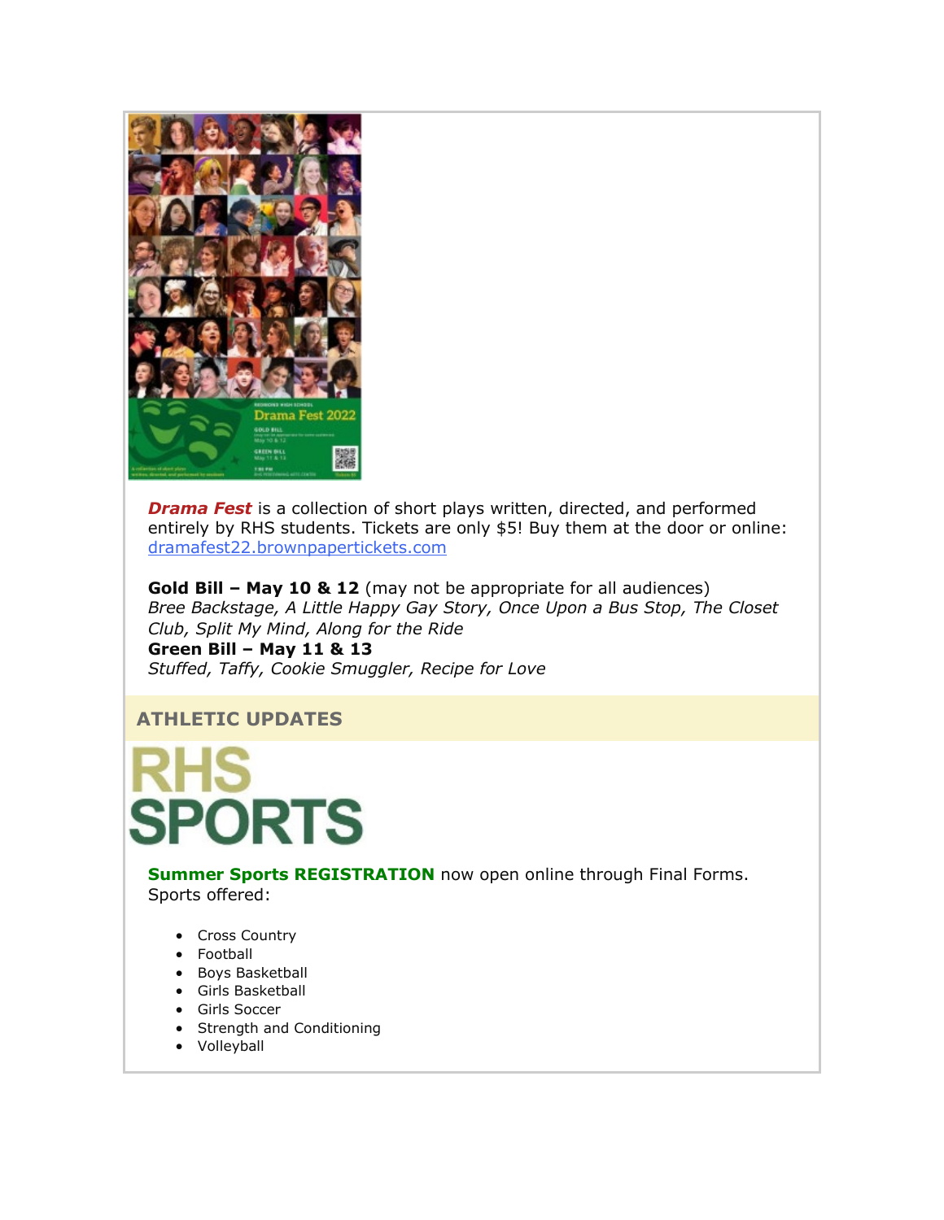***Drama Fest*** is a collection of short plays written, directed, and performed entirely by RHS students. Tickets are only $5! Buy them at the door or online: dramafest22.brownpapertickets.com

**Gold Bill – May 10 & 12** (may not be appropriate for all audiences)
*Bree Backstage, A Little Happy Gay Story, Once Upon a Bus Stop, The Closet Club, Split My Mind, Along for the Ride*
**Green Bill – May 11 & 13**
*Stuffed, Taffy, Cookie Smuggler, Recipe for Love*

## ATHLETIC UPDATES

RHS SPORTS

**Summer Sports REGISTRATION** now open online through Final Forms. Sports offered:

- Cross Country
- Football
- Boys Basketball
- Girls Basketball
- Girls Soccer
- Strength and Conditioning
- Volleyball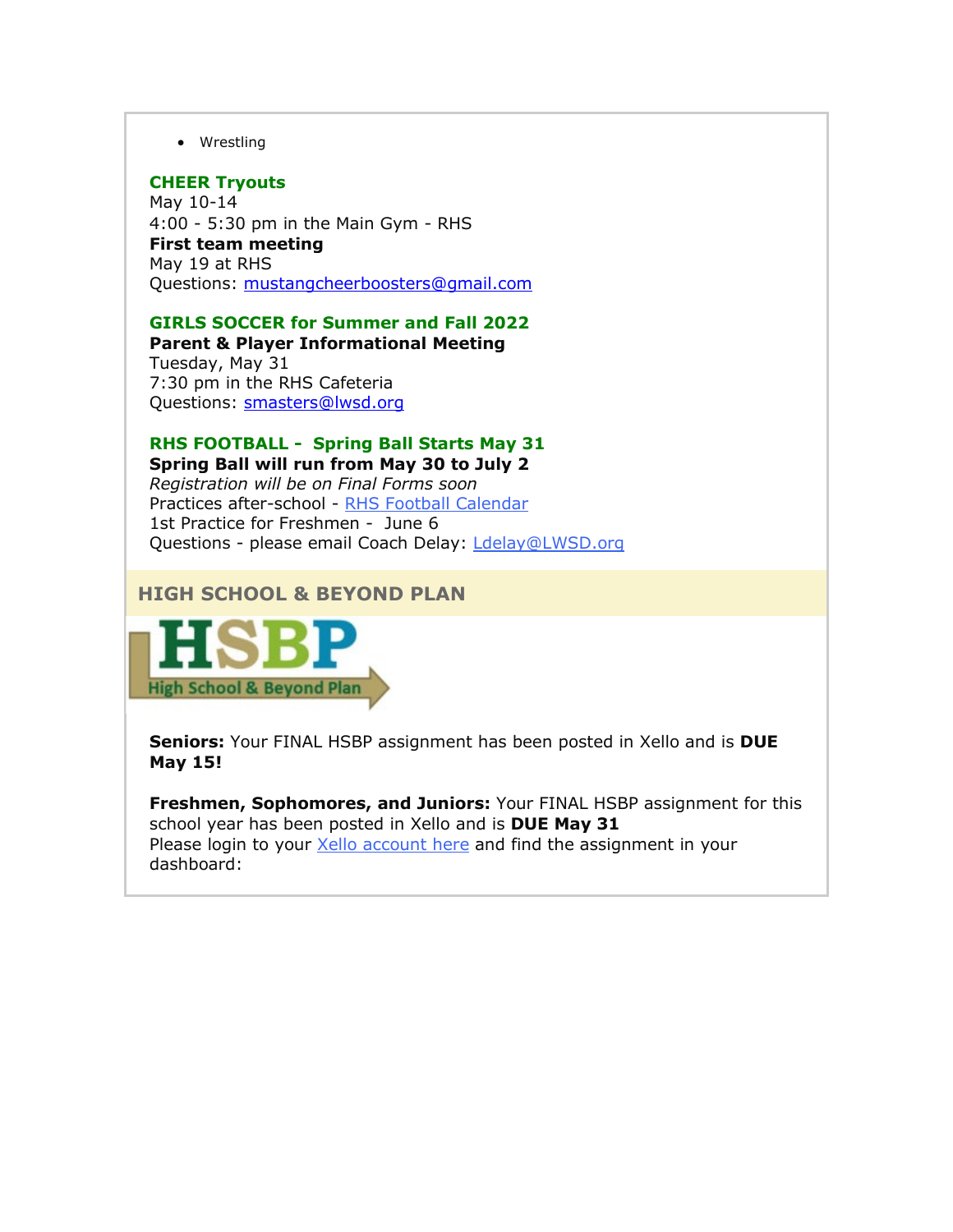- Wrestling

**CHEER Tryouts**
May 10-14
4:00 - 5:30 pm in the Main Gym - RHS
**First team meeting**
May 19 at RHS
Questions: mustangcheerboosters@gmail.com

**GIRLS SOCCER for Summer and Fall 2022**
**Parent & Player Informational Meeting**
Tuesday, May 31
7:30 pm in the RHS Cafeteria
Questions: smasters@lwsd.org

**RHS FOOTBALL - Spring Ball Starts May 31**
**Spring Ball will run from May 30 to July 2**
*Registration will be on Final Forms soon*
Practices after-school - RHS Football Calendar
1st Practice for Freshmen - June 6
Questions - please email Coach Delay: Ldelay@LWSD.org

## HIGH SCHOOL & BEYOND PLAN

HSBP
High School & Beyond Plan

**Seniors:** Your FINAL HSBP assignment has been posted in Xello and is **DUE May 15!**

**Freshmen, Sophomores, and Juniors:** Your FINAL HSBP assignment for this school year has been posted in Xello and is **DUE May 31**
Please login to your Xello account here and find the assignment in your dashboard: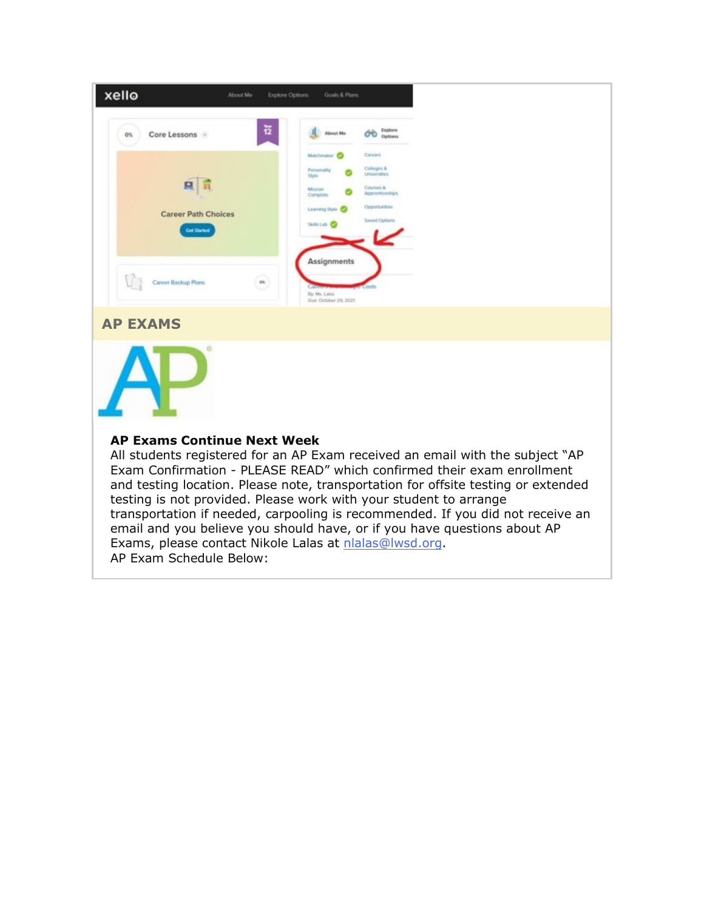## AP EXAMS

**AP Exams Continue Next Week**

All students registered for an AP Exam received an email with the subject "AP Exam Confirmation - PLEASE READ" which confirmed their exam enrollment and testing location. Please note, transportation for offsite testing or extended testing is not provided. Please work with your student to arrange transportation if needed, carpooling is recommended. If you did not receive an email and you believe you should have, or if you have questions about AP Exams, please contact Nikole Lalas at [nlalas@lwsd.org](mailto:nlalas@lwsd.org).

AP Exam Schedule Below: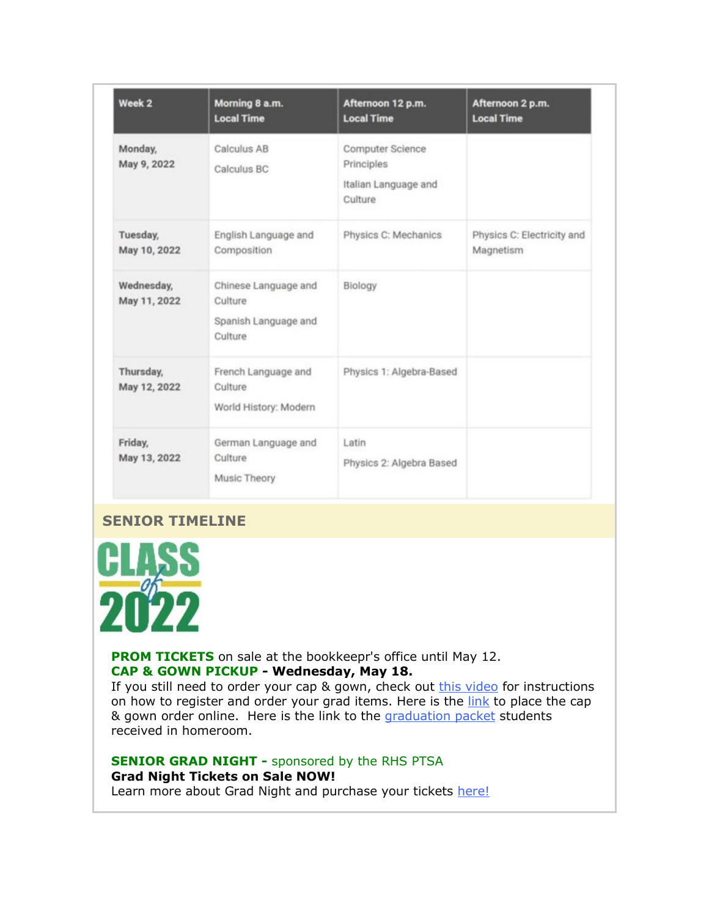| Week 2 | Morning 8 a.m. Local Time | Afternoon 12 p.m. Local Time | Afternoon 2 p.m. Local Time |
|---|---|---|---|
| Monday, May 9, 2022 | Calculus AB<br>Calculus BC | Computer Science Principles<br>Italian Language and Culture | |
| Tuesday, May 10, 2022 | English Language and Composition | Physics C: Mechanics | Physics C: Electricity and Magnetism |
| Wednesday, May 11, 2022 | Chinese Language and Culture<br>Spanish Language and Culture | Biology | |
| Thursday, May 12, 2022 | French Language and Culture<br>World History: Modern | Physics 1: Algebra-Based | |
| Friday, May 13, 2022 | German Language and Culture<br>Music Theory | Latin<br>Physics 2: Algebra Based | |

## SENIOR TIMELINE

CLASS of 2022

**PROM TICKETS** on sale at the bookkeepr's office until May 12.
**CAP & GOWN PICKUP - Wednesday, May 18.**
If you still need to order your cap & gown, check out this video for instructions on how to register and order your grad items. Here is the link to place the cap & gown order online. Here is the link to the graduation packet students received in homeroom.

**SENIOR GRAD NIGHT -** sponsored by the RHS PTSA
**Grad Night Tickets on Sale NOW!**
Learn more about Grad Night and purchase your tickets here!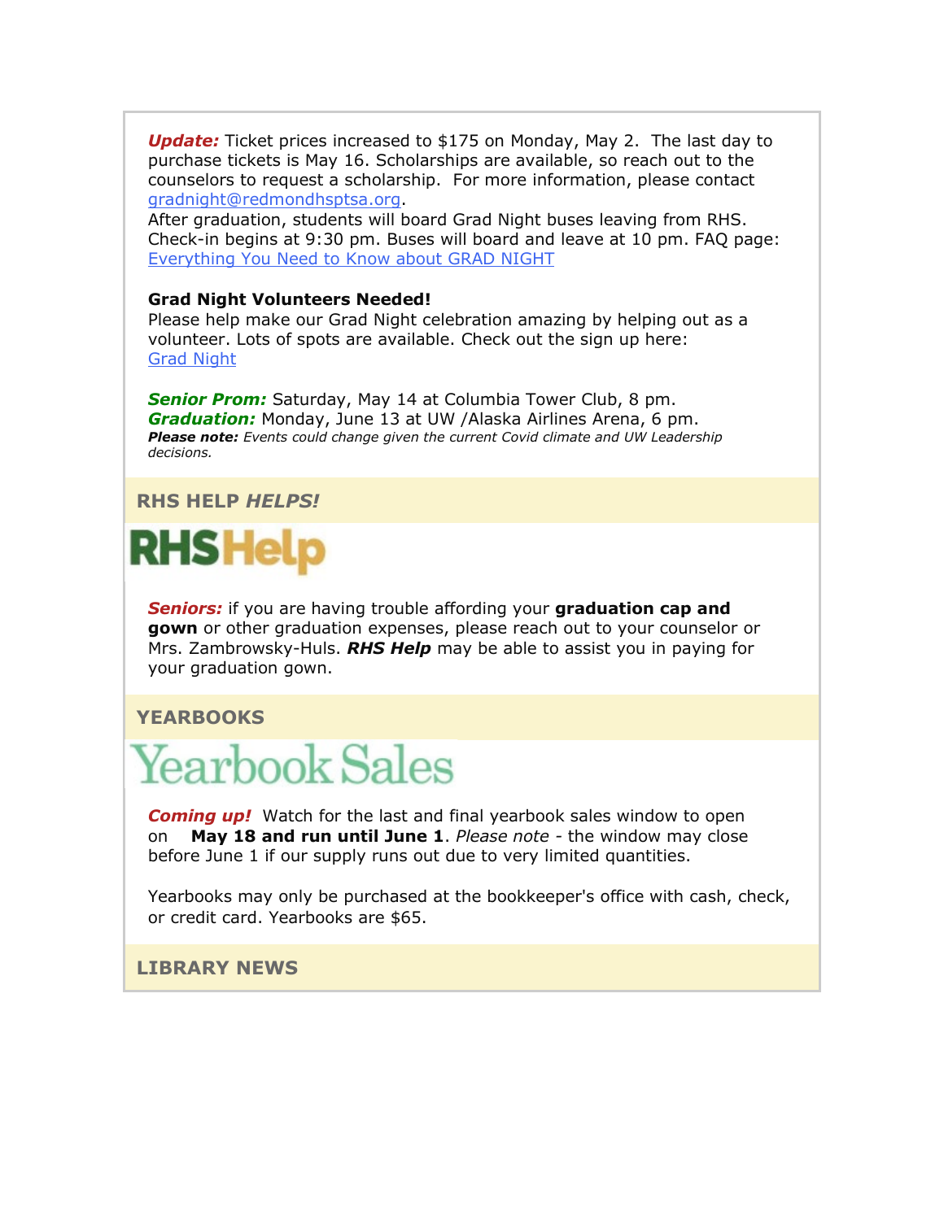***Update:*** Ticket prices increased to $175 on Monday, May 2. The last day to purchase tickets is May 16. Scholarships are available, so reach out to the counselors to request a scholarship. For more information, please contact gradnight@redmondhsptsa.org.
After graduation, students will board Grad Night buses leaving from RHS. Check-in begins at 9:30 pm. Buses will board and leave at 10 pm. FAQ page: Everything You Need to Know about GRAD NIGHT

**Grad Night Volunteers Needed!**
Please help make our Grad Night celebration amazing by helping out as a volunteer. Lots of spots are available. Check out the sign up here: Grad Night

***Senior Prom:*** Saturday, May 14 at Columbia Tower Club, 8 pm.
***Graduation:*** Monday, June 13 at UW /Alaska Airlines Arena, 6 pm.
***Please note:*** *Events could change given the current Covid climate and UW Leadership decisions.*

## RHS HELP *HELPS!*

RHSHelp

***Seniors:*** if you are having trouble affording your **graduation cap and gown** or other graduation expenses, please reach out to your counselor or Mrs. Zambrowsky-Huls. ***RHS Help*** may be able to assist you in paying for your graduation gown.

## YEARBOOKS

Yearbook Sales

***Coming up!*** Watch for the last and final yearbook sales window to open on **May 18 and run until June 1**. *Please note* - the window may close before June 1 if our supply runs out due to very limited quantities.

Yearbooks may only be purchased at the bookkeeper's office with cash, check, or credit card. Yearbooks are $65.

## LIBRARY NEWS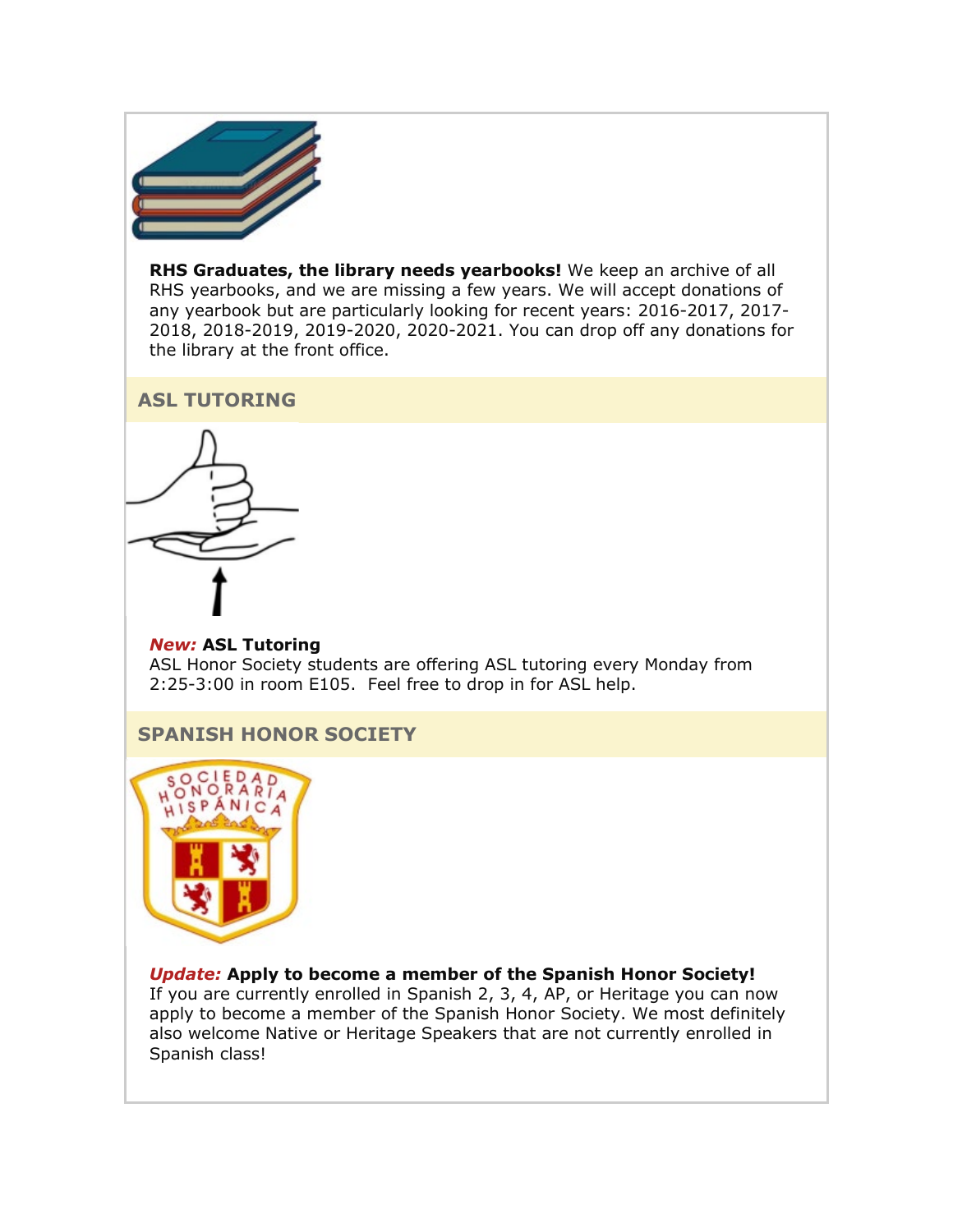**RHS Graduates, the library needs yearbooks!** We keep an archive of all RHS yearbooks, and we are missing a few years. We will accept donations of any yearbook but are particularly looking for recent years: 2016-2017, 2017-2018, 2018-2019, 2019-2020, 2020-2021. You can drop off any donations for the library at the front office.

## ASL TUTORING

***New:*** **ASL Tutoring**
ASL Honor Society students are offering ASL tutoring every Monday from 2:25-3:00 in room E105. Feel free to drop in for ASL help.

## SPANISH HONOR SOCIETY

***Update:*** **Apply to become a member of the Spanish Honor Society!**
If you are currently enrolled in Spanish 2, 3, 4, AP, or Heritage you can now apply to become a member of the Spanish Honor Society. We most definitely also welcome Native or Heritage Speakers that are not currently enrolled in Spanish class!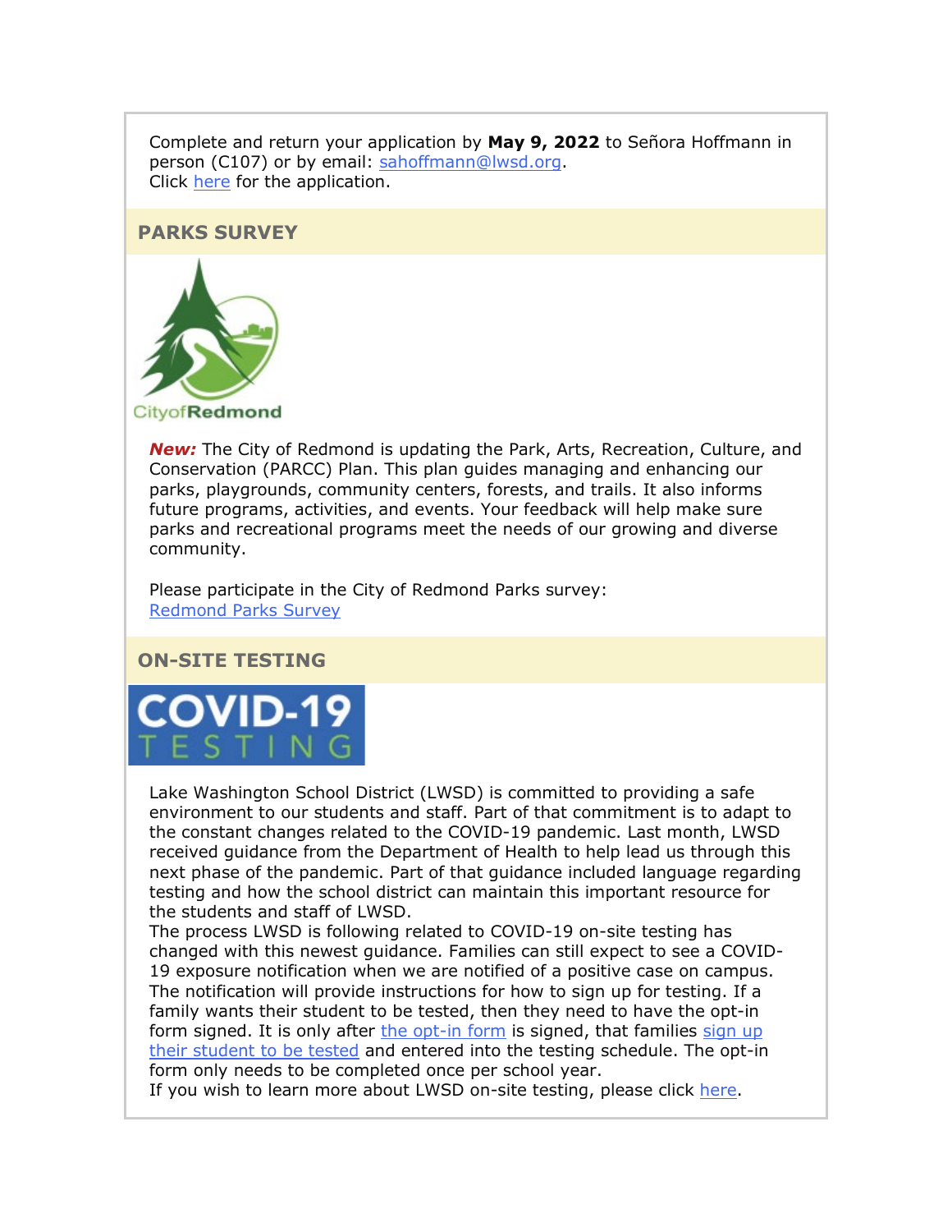Complete and return your application by **May 9, 2022** to Señora Hoffmann in person (C107) or by email: sahoffmann@lwsd.org.
Click here for the application.

## PARKS SURVEY

***New:*** The City of Redmond is updating the Park, Arts, Recreation, Culture, and Conservation (PARCC) Plan. This plan guides managing and enhancing our parks, playgrounds, community centers, forests, and trails. It also informs future programs, activities, and events. Your feedback will help make sure parks and recreational programs meet the needs of our growing and diverse community.

Please participate in the City of Redmond Parks survey:
Redmond Parks Survey

## ON-SITE TESTING

Lake Washington School District (LWSD) is committed to providing a safe environment to our students and staff. Part of that commitment is to adapt to the constant changes related to the COVID-19 pandemic. Last month, LWSD received guidance from the Department of Health to help lead us through this next phase of the pandemic. Part of that guidance included language regarding testing and how the school district can maintain this important resource for the students and staff of LWSD.
The process LWSD is following related to COVID-19 on-site testing has changed with this newest guidance. Families can still expect to see a COVID-19 exposure notification when we are notified of a positive case on campus. The notification will provide instructions for how to sign up for testing. If a family wants their student to be tested, then they need to have the opt-in form signed. It is only after the opt-in form is signed, that families sign up their student to be tested and entered into the testing schedule. The opt-in form only needs to be completed once per school year.
If you wish to learn more about LWSD on-site testing, please click here.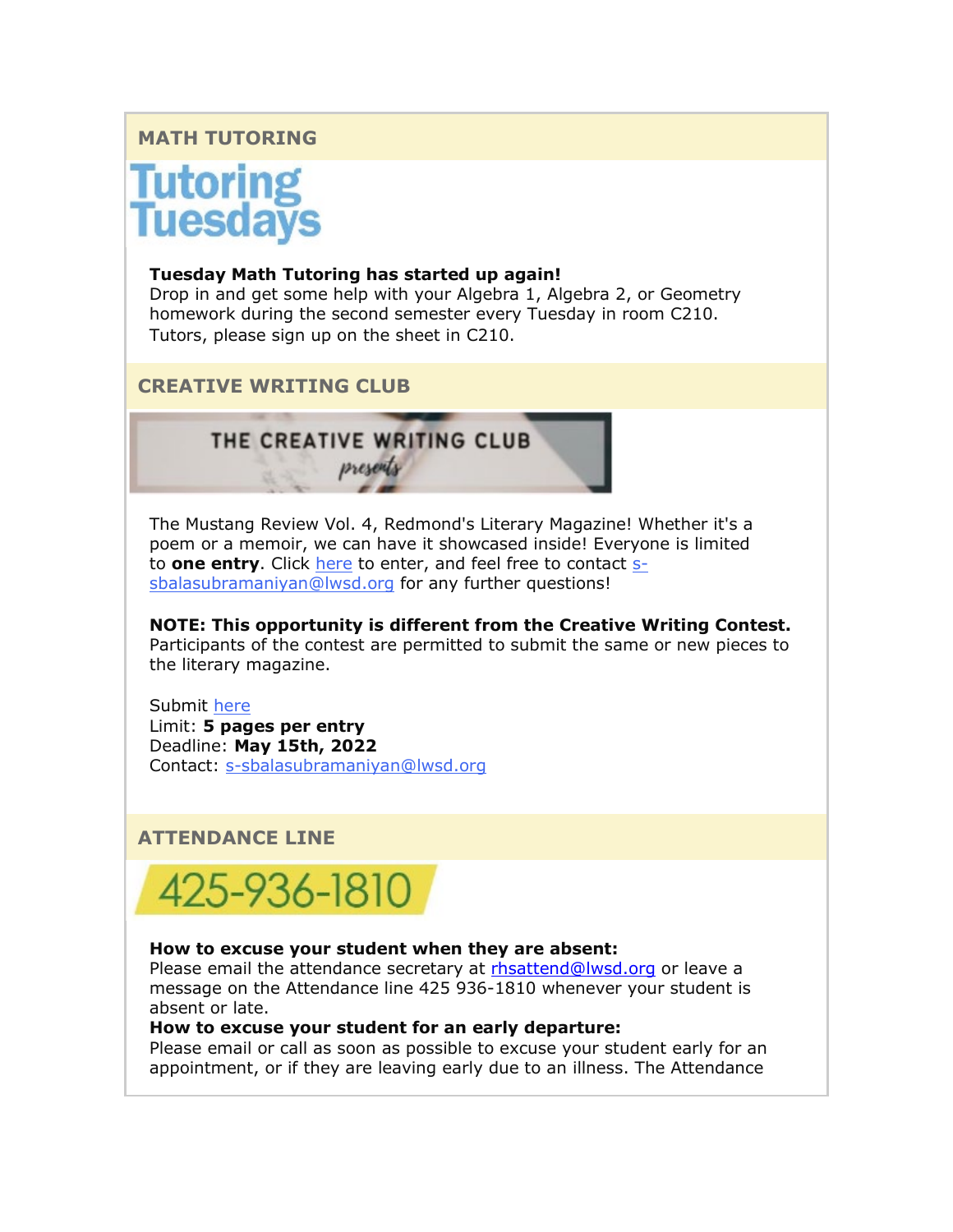## MATH TUTORING

Tutoring Tuesdays

**Tuesday Math Tutoring has started up again!**
Drop in and get some help with your Algebra 1, Algebra 2, or Geometry homework during the second semester every Tuesday in room C210. Tutors, please sign up on the sheet in C210.

## CREATIVE WRITING CLUB

THE CREATIVE WRITING CLUB *presents*

The Mustang Review Vol. 4, Redmond's Literary Magazine! Whether it's a poem or a memoir, we can have it showcased inside! Everyone is limited to **one entry**. Click here to enter, and feel free to contact s-sbalasubramaniyan@lwsd.org for any further questions!

**NOTE: This opportunity is different from the Creative Writing Contest.** Participants of the contest are permitted to submit the same or new pieces to the literary magazine.

Submit here
Limit: **5 pages per entry**
Deadline: **May 15th, 2022**
Contact: s-sbalasubramaniyan@lwsd.org

## ATTENDANCE LINE

425-936-1810

**How to excuse your student when they are absent:**
Please email the attendance secretary at rhsattend@lwsd.org or leave a message on the Attendance line 425 936-1810 whenever your student is absent or late.
**How to excuse your student for an early departure:**
Please email or call as soon as possible to excuse your student early for an appointment, or if they are leaving early due to an illness. The Attendance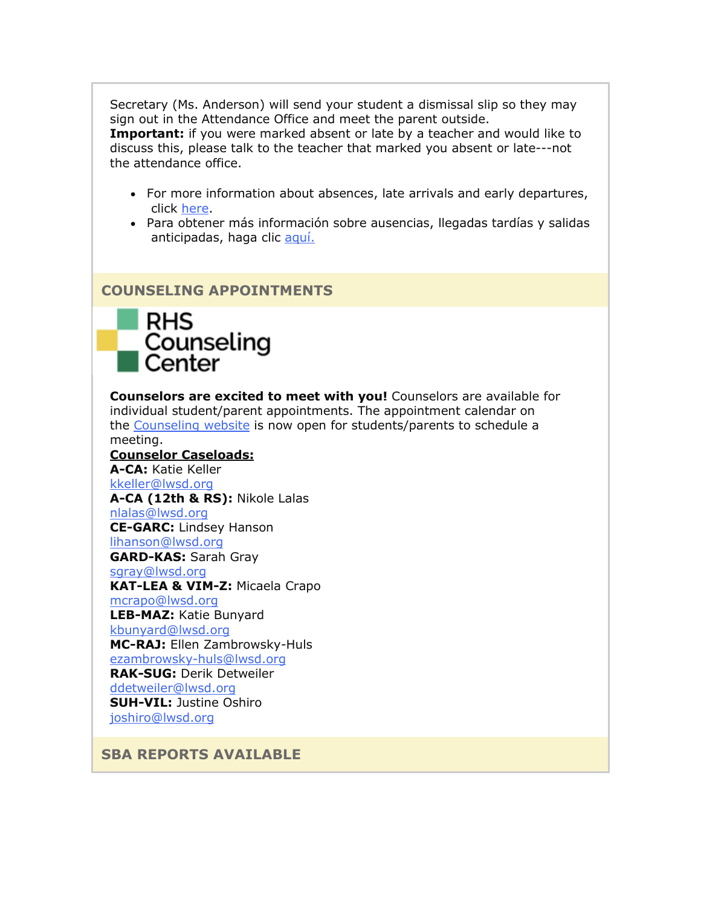Secretary (Ms. Anderson) will send your student a dismissal slip so they may sign out in the Attendance Office and meet the parent outside.
**Important:** if you were marked absent or late by a teacher and would like to discuss this, please talk to the teacher that marked you absent or late---not the attendance office.

- For more information about absences, late arrivals and early departures, click here.
- Para obtener más información sobre ausencias, llegadas tardías y salidas anticipadas, haga clic aquí.

## COUNSELING APPOINTMENTS

RHS Counseling Center

**Counselors are excited to meet with you!** Counselors are available for individual student/parent appointments. The appointment calendar on the Counseling website is now open for students/parents to schedule a meeting.

**Counselor Caseloads:**

**A-CA:** Katie Keller
kkeller@lwsd.org

**A-CA (12th & RS):** Nikole Lalas
nlalas@lwsd.org

**CE-GARC:** Lindsey Hanson
lihanson@lwsd.org

**GARD-KAS:** Sarah Gray
sgray@lwsd.org

**KAT-LEA & VIM-Z:** Micaela Crapo
mcrapo@lwsd.org

**LEB-MAZ:** Katie Bunyard
kbunyard@lwsd.org

**MC-RAJ:** Ellen Zambrowsky-Huls
ezambrowsky-huls@lwsd.org

**RAK-SUG:** Derik Detweiler
ddetweiler@lwsd.org

**SUH-VIL:** Justine Oshiro
joshiro@lwsd.org

## SBA REPORTS AVAILABLE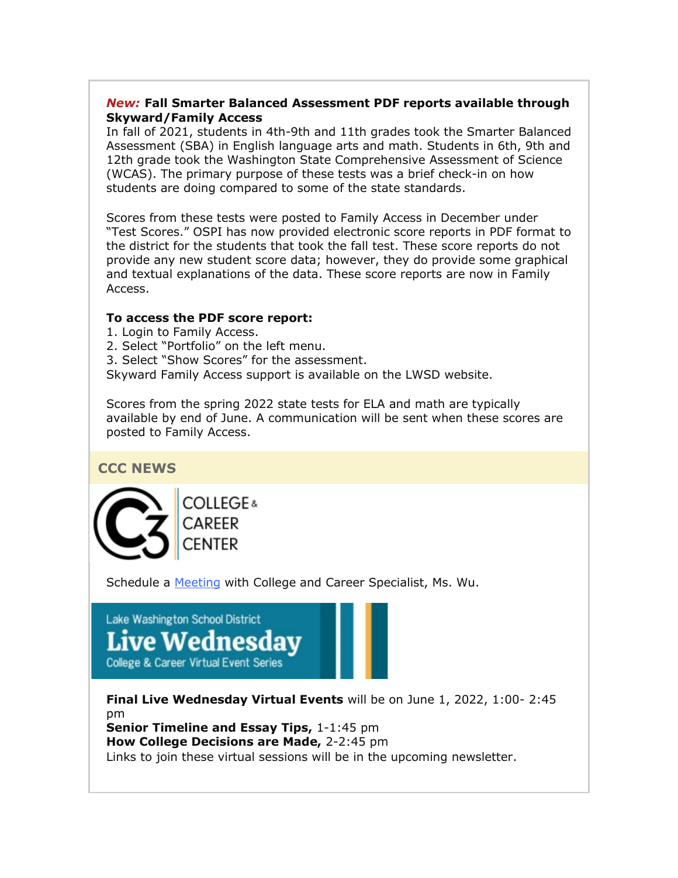***New:*** **Fall Smarter Balanced Assessment PDF reports available through Skyward/Family Access**
In fall of 2021, students in 4th-9th and 11th grades took the Smarter Balanced Assessment (SBA) in English language arts and math. Students in 6th, 9th and 12th grade took the Washington State Comprehensive Assessment of Science (WCAS). The primary purpose of these tests was a brief check-in on how students are doing compared to some of the state standards.

Scores from these tests were posted to Family Access in December under "Test Scores." OSPI has now provided electronic score reports in PDF format to the district for the students that took the fall test. These score reports do not provide any new student score data; however, they do provide some graphical and textual explanations of the data. These score reports are now in Family Access.

**To access the PDF score report:**
1. Login to Family Access.
2. Select "Portfolio" on the left menu.
3. Select "Show Scores" for the assessment.

Skyward Family Access support is available on the LWSD website.

Scores from the spring 2022 state tests for ELA and math are typically available by end of June. A communication will be sent when these scores are posted to Family Access.

## CCC NEWS

C3 COLLEGE & CAREER CENTER

Schedule a Meeting with College and Career Specialist, Ms. Wu.

Lake Washington School District
Live Wednesday
College & Career Virtual Event Series

**Final Live Wednesday Virtual Events** will be on June 1, 2022, 1:00- 2:45 pm
**Senior Timeline and Essay Tips,** 1-1:45 pm
**How College Decisions are Made,** 2-2:45 pm
Links to join these virtual sessions will be in the upcoming newsletter.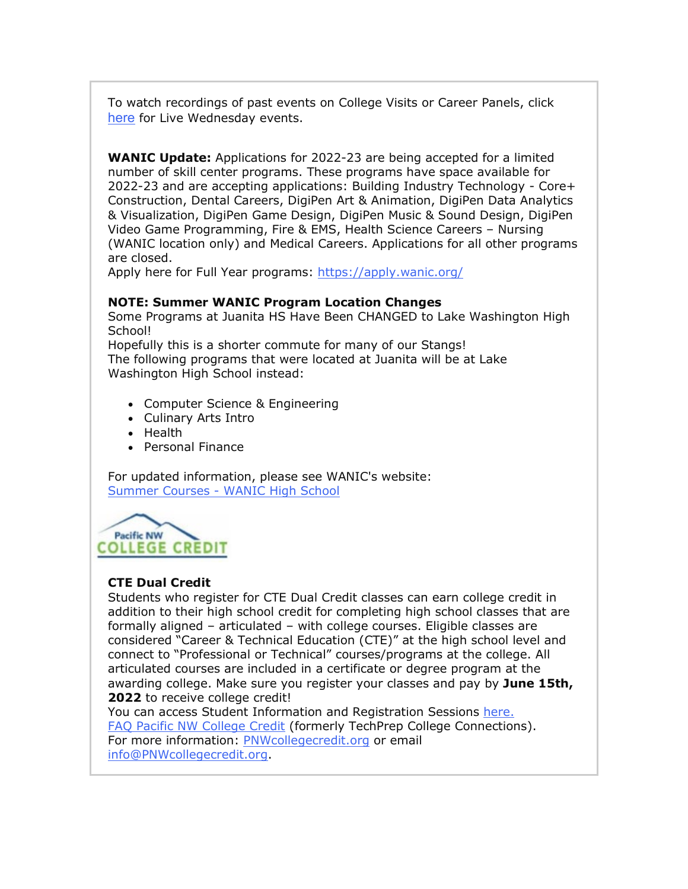To watch recordings of past events on College Visits or Career Panels, click here for Live Wednesday events.

**WANIC Update:** Applications for 2022-23 are being accepted for a limited number of skill center programs. These programs have space available for 2022-23 and are accepting applications: Building Industry Technology - Core+ Construction, Dental Careers, DigiPen Art & Animation, DigiPen Data Analytics & Visualization, DigiPen Game Design, DigiPen Music & Sound Design, DigiPen Video Game Programming, Fire & EMS, Health Science Careers – Nursing (WANIC location only) and Medical Careers. Applications for all other programs are closed.
Apply here for Full Year programs: https://apply.wanic.org/

**NOTE: Summer WANIC Program Location Changes**
Some Programs at Juanita HS Have Been CHANGED to Lake Washington High School!
Hopefully this is a shorter commute for many of our Stangs!
The following programs that were located at Juanita will be at Lake Washington High School instead:

- Computer Science & Engineering
- Culinary Arts Intro
- Health
- Personal Finance

For updated information, please see WANIC's website:
Summer Courses - WANIC High School

Pacific NW COLLEGE CREDIT

**CTE Dual Credit**
Students who register for CTE Dual Credit classes can earn college credit in addition to their high school credit for completing high school classes that are formally aligned – articulated – with college courses. Eligible classes are considered "Career & Technical Education (CTE)" at the high school level and connect to "Professional or Technical" courses/programs at the college. All articulated courses are included in a certificate or degree program at the awarding college. Make sure you register your classes and pay by **June 15th, 2022** to receive college credit!
You can access Student Information and Registration Sessions here.
FAQ Pacific NW College Credit (formerly TechPrep College Connections).
For more information: PNWcollegecredit.org or email info@PNWcollegecredit.org.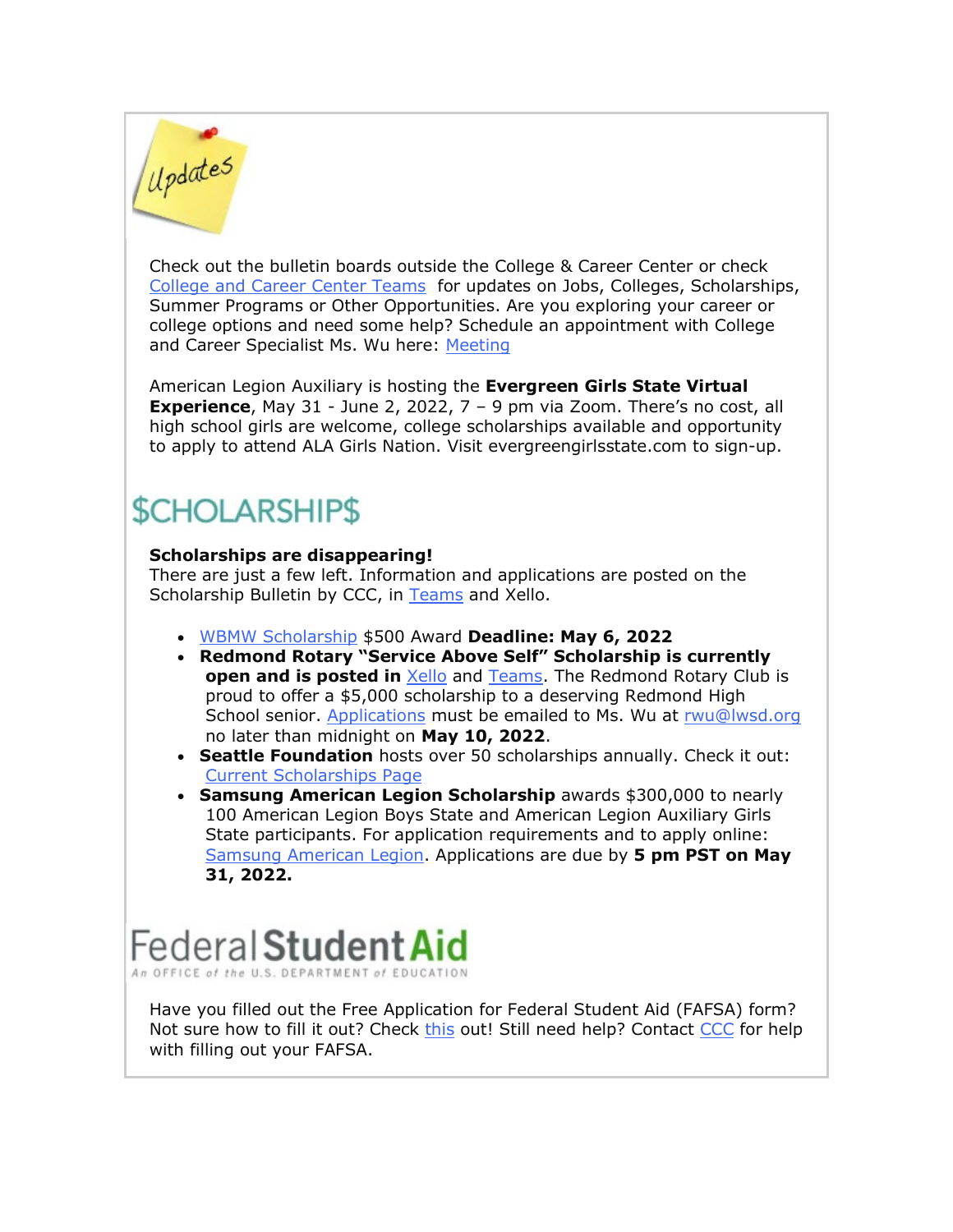## Updates

Check out the bulletin boards outside the College & Career Center or check College and Career Center Teams for updates on Jobs, Colleges, Scholarships, Summer Programs or Other Opportunities. Are you exploring your career or college options and need some help? Schedule an appointment with College and Career Specialist Ms. Wu here: Meeting

American Legion Auxiliary is hosting the **Evergreen Girls State Virtual Experience**, May 31 - June 2, 2022, 7 – 9 pm via Zoom. There's no cost, all high school girls are welcome, college scholarships available and opportunity to apply to attend ALA Girls Nation. Visit evergreengirlsstate.com to sign-up.

## $CHOLARSHIP$

**Scholarships are disappearing!**
There are just a few left. Information and applications are posted on the Scholarship Bulletin by CCC, in Teams and Xello.

- WBMW Scholarship $500 Award **Deadline: May 6, 2022**
- **Redmond Rotary "Service Above Self" Scholarship is currently open and is posted in** Xello and Teams. The Redmond Rotary Club is proud to offer a $5,000 scholarship to a deserving Redmond High School senior. Applications must be emailed to Ms. Wu at rwu@lwsd.org no later than midnight on **May 10, 2022**.
- **Seattle Foundation** hosts over 50 scholarships annually. Check it out: Current Scholarships Page
- **Samsung American Legion Scholarship** awards $300,000 to nearly 100 American Legion Boys State and American Legion Auxiliary Girls State participants. For application requirements and to apply online: Samsung American Legion. Applications are due by **5 pm PST on May 31, 2022.**

## Federal Student Aid

An OFFICE of the U.S. DEPARTMENT of EDUCATION

Have you filled out the Free Application for Federal Student Aid (FAFSA) form? Not sure how to fill it out? Check this out! Still need help? Contact CCC for help with filling out your FAFSA.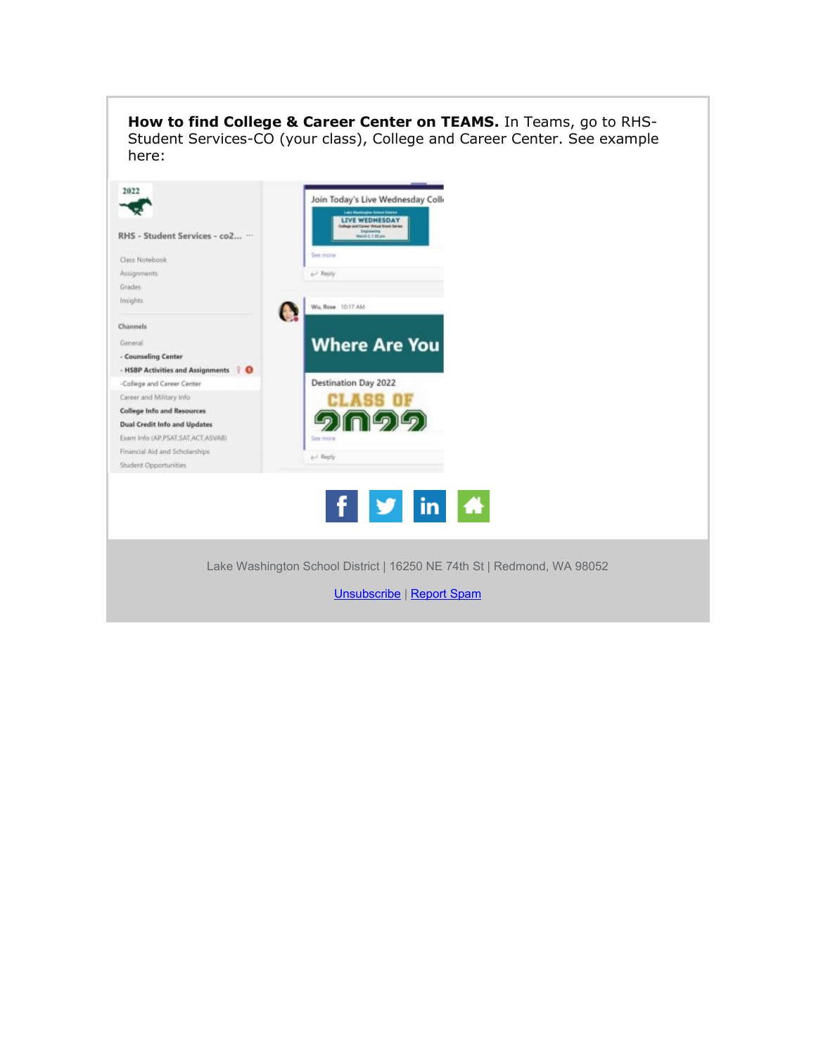**How to find College & Career Center on TEAMS.** In Teams, go to RHS-Student Services-CO (your class), College and Career Center. See example here:

Lake Washington School District | 16250 NE 74th St | Redmond, WA 98052

Unsubscribe | Report Spam